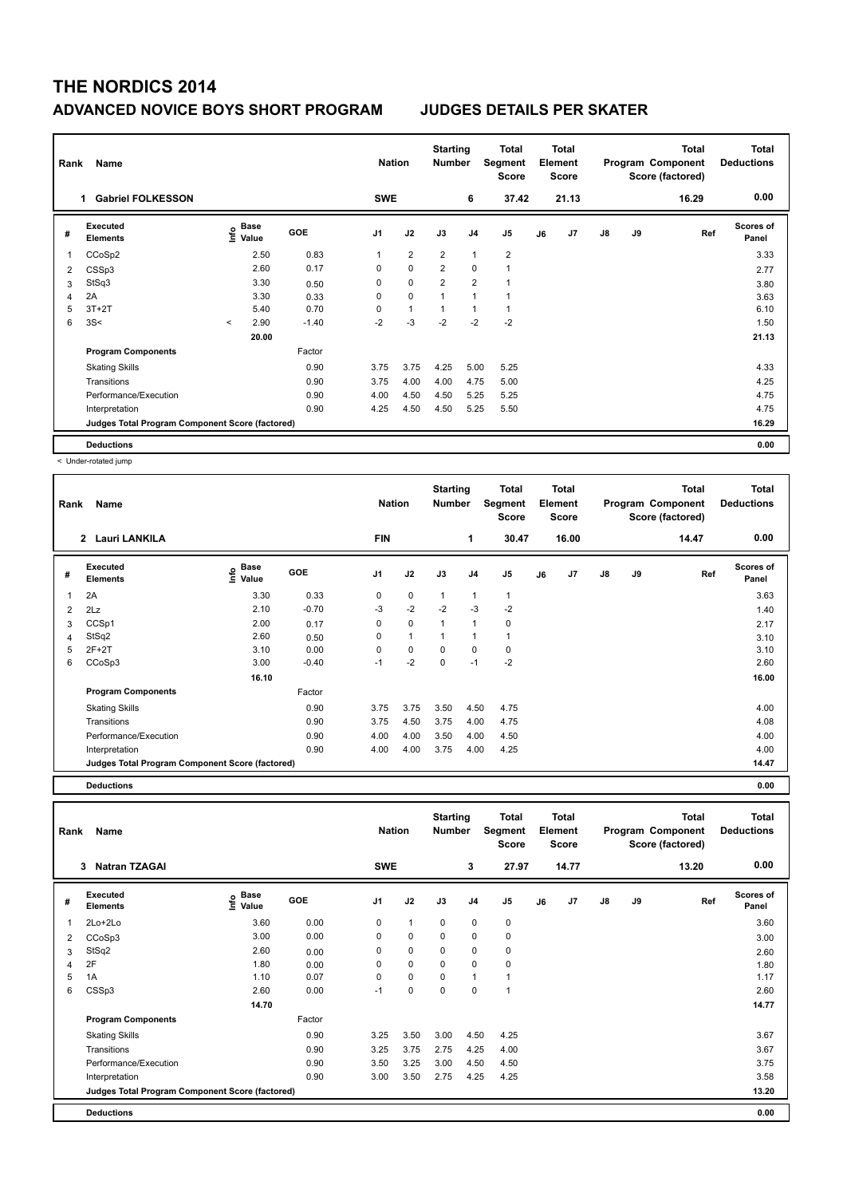# THE NORDICS 2014

## ADVANCED NOVICE BOYS SHORT PROGRAM JUDGES DETAILS PER SKATER

| Rank | Name | Nation | Starting Number | Total Segment Score | Total Element Score | Total Program Component Score (factored) | Total Deductions |
|---|---|---|---|---|---|---|---|
| 1 | Gabriel FOLKESSON | SWE | 6 | 37.42 | 21.13 | 16.29 | 0.00 |

| # | Executed Elements | Info | Base Value | GOE | J1 | J2 | J3 | J4 | J5 | J6 | J7 | J8 | J9 | Ref | Scores of Panel |
|---|---|---|---|---|---|---|---|---|---|---|---|---|---|---|---|
| 1 | CCoSp2 | | 2.50 | 0.83 | 1 | 2 | 2 | 1 | 2 | | | | | | 3.33 |
| 2 | CSSp3 | | 2.60 | 0.17 | 0 | 0 | 2 | 0 | 1 | | | | | | 2.77 |
| 3 | StSq3 | | 3.30 | 0.50 | 0 | 0 | 2 | 2 | 1 | | | | | | 3.80 |
| 4 | 2A | | 3.30 | 0.33 | 0 | 0 | 1 | 1 | 1 | | | | | | 3.63 |
| 5 | 3T+2T | | 5.40 | 0.70 | 0 | 1 | 1 | 1 | 1 | | | | | | 6.10 |
| 6 | 3S< | < | 2.90 | -1.40 | -2 | -3 | -2 | -2 | -2 | | | | | | 1.50 |
| | | | 20.00 | | | | | | | | | | | | 21.13 |
| | **Program Components** | | | Factor | | | | | | | | | | | |
| | Skating Skills | | | 0.90 | 3.75 | 3.75 | 4.25 | 5.00 | 5.25 | | | | | | 4.33 |
| | Transitions | | | 0.90 | 3.75 | 4.00 | 4.00 | 4.75 | 5.00 | | | | | | 4.25 |
| | Performance/Execution | | | 0.90 | 4.00 | 4.50 | 4.50 | 5.25 | 5.25 | | | | | | 4.75 |
| | Interpretation | | | 0.90 | 4.25 | 4.50 | 4.50 | 5.25 | 5.50 | | | | | | 4.75 |
| | **Judges Total Program Component Score (factored)** | | | | | | | | | | | | | | 16.29 |
| | **Deductions** | | | | | | | | | | | | | | 0.00 |

< Under-rotated jump

| Rank | Name | Nation | Starting Number | Total Segment Score | Total Element Score | Total Program Component Score (factored) | Total Deductions |
|---|---|---|---|---|---|---|---|
| 2 | Lauri LANKILA | FIN | 1 | 30.47 | 16.00 | 14.47 | 0.00 |

| # | Executed Elements | Info | Base Value | GOE | J1 | J2 | J3 | J4 | J5 | J6 | J7 | J8 | J9 | Ref | Scores of Panel |
|---|---|---|---|---|---|---|---|---|---|---|---|---|---|---|---|
| 1 | 2A | | 3.30 | 0.33 | 0 | 0 | 1 | 1 | 1 | | | | | | 3.63 |
| 2 | 2Lz | | 2.10 | -0.70 | -3 | -2 | -2 | -3 | -2 | | | | | | 1.40 |
| 3 | CCSp1 | | 2.00 | 0.17 | 0 | 0 | 1 | 1 | 0 | | | | | | 2.17 |
| 4 | StSq2 | | 2.60 | 0.50 | 0 | 1 | 1 | 1 | 1 | | | | | | 3.10 |
| 5 | 2F+2T | | 3.10 | 0.00 | 0 | 0 | 0 | 0 | 0 | | | | | | 3.10 |
| 6 | CCoSp3 | | 3.00 | -0.40 | -1 | -2 | 0 | -1 | -2 | | | | | | 2.60 |
| | | | 16.10 | | | | | | | | | | | | 16.00 |
| | **Program Components** | | | Factor | | | | | | | | | | | |
| | Skating Skills | | | 0.90 | 3.75 | 3.75 | 3.50 | 4.50 | 4.75 | | | | | | 4.00 |
| | Transitions | | | 0.90 | 3.75 | 4.50 | 3.75 | 4.00 | 4.75 | | | | | | 4.08 |
| | Performance/Execution | | | 0.90 | 4.00 | 4.00 | 3.50 | 4.00 | 4.50 | | | | | | 4.00 |
| | Interpretation | | | 0.90 | 4.00 | 4.00 | 3.75 | 4.00 | 4.25 | | | | | | 4.00 |
| | **Judges Total Program Component Score (factored)** | | | | | | | | | | | | | | 14.47 |
| | **Deductions** | | | | | | | | | | | | | | 0.00 |

| Rank | Name | Nation | Starting Number | Total Segment Score | Total Element Score | Total Program Component Score (factored) | Total Deductions |
|---|---|---|---|---|---|---|---|
| 3 | Natran TZAGAI | SWE | 3 | 27.97 | 14.77 | 13.20 | 0.00 |

| # | Executed Elements | Info | Base Value | GOE | J1 | J2 | J3 | J4 | J5 | J6 | J7 | J8 | J9 | Ref | Scores of Panel |
|---|---|---|---|---|---|---|---|---|---|---|---|---|---|---|---|
| 1 | 2Lo+2Lo | | 3.60 | 0.00 | 0 | 1 | 0 | 0 | 0 | | | | | | 3.60 |
| 2 | CCoSp3 | | 3.00 | 0.00 | 0 | 0 | 0 | 0 | 0 | | | | | | 3.00 |
| 3 | StSq2 | | 2.60 | 0.00 | 0 | 0 | 0 | 0 | 0 | | | | | | 2.60 |
| 4 | 2F | | 1.80 | 0.00 | 0 | 0 | 0 | 0 | 0 | | | | | | 1.80 |
| 5 | 1A | | 1.10 | 0.07 | 0 | 0 | 0 | 1 | 1 | | | | | | 1.17 |
| 6 | CSSp3 | | 2.60 | 0.00 | -1 | 0 | 0 | 0 | 1 | | | | | | 2.60 |
| | | | 14.70 | | | | | | | | | | | | 14.77 |
| | **Program Components** | | | Factor | | | | | | | | | | | |
| | Skating Skills | | | 0.90 | 3.25 | 3.50 | 3.00 | 4.50 | 4.25 | | | | | | 3.67 |
| | Transitions | | | 0.90 | 3.25 | 3.75 | 2.75 | 4.25 | 4.00 | | | | | | 3.67 |
| | Performance/Execution | | | 0.90 | 3.50 | 3.25 | 3.00 | 4.50 | 4.50 | | | | | | 3.75 |
| | Interpretation | | | 0.90 | 3.00 | 3.50 | 2.75 | 4.25 | 4.25 | | | | | | 3.58 |
| | **Judges Total Program Component Score (factored)** | | | | | | | | | | | | | | 13.20 |
| | **Deductions** | | | | | | | | | | | | | | 0.00 |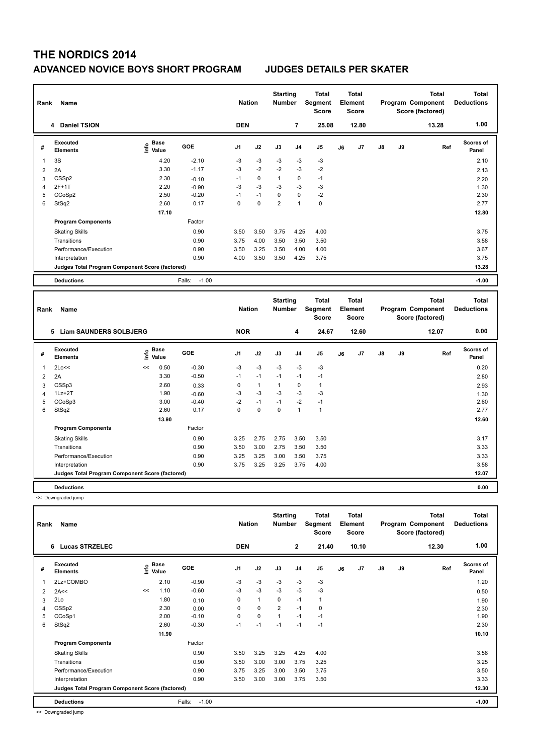# THE NORDICS 2014

## ADVANCED NOVICE BOYS SHORT PROGRAM JUDGES DETAILS PER SKATER

| Rank | Name | Nation | Starting Number | Total Segment Score | Total Element Score | Total Program Component Score (factored) | Total Deductions |
|---|---|---|---|---|---|---|---|
| 4 | Daniel TSION | DEN | 7 | 25.08 | 12.80 | 13.28 | 1.00 |

| # | Executed Elements | Info | Base Value | GOE | J1 | J2 | J3 | J4 | J5 | J6 | J7 | J8 | J9 | Ref | Scores of Panel |
|---|---|---|---|---|---|---|---|---|---|---|---|---|---|---|---|
| 1 | 3S | | 4.20 | -2.10 | -3 | -3 | -3 | -3 | -3 | | | | | | 2.10 |
| 2 | 2A | | 3.30 | -1.17 | -3 | -2 | -2 | -3 | -2 | | | | | | 2.13 |
| 3 | CSSp2 | | 2.30 | -0.10 | -1 | 0 | 1 | 0 | -1 | | | | | | 2.20 |
| 4 | 2F+1T | | 2.20 | -0.90 | -3 | -3 | -3 | -3 | -3 | | | | | | 1.30 |
| 5 | CCoSp2 | | 2.50 | -0.20 | -1 | -1 | 0 | 0 | -2 | | | | | | 2.30 |
| 6 | StSq2 | | 2.60 | 0.17 | 0 | 0 | 2 | 1 | 0 | | | | | | 2.77 |
| | | | 17.10 | | | | | | | | | | | | 12.80 |
| | **Program Components** | | | Factor | | | | | | | | | | | |
| | Skating Skills | | | 0.90 | 3.50 | 3.50 | 3.75 | 4.25 | 4.00 | | | | | | 3.75 |
| | Transitions | | | 0.90 | 3.75 | 4.00 | 3.50 | 3.50 | 3.50 | | | | | | 3.58 |
| | Performance/Execution | | | 0.90 | 3.50 | 3.25 | 3.50 | 4.00 | 4.00 | | | | | | 3.67 |
| | Interpretation | | | 0.90 | 4.00 | 3.50 | 3.50 | 4.25 | 3.75 | | | | | | 3.75 |
| | **Judges Total Program Component Score (factored)** | | | | | | | | | | | | | | 13.28 |
| | **Deductions** | | | Falls: -1.00 | | | | | | | | | | | -1.00 |

| Rank | Name | Nation | Starting Number | Total Segment Score | Total Element Score | Total Program Component Score (factored) | Total Deductions |
|---|---|---|---|---|---|---|---|
| 5 | Liam SAUNDERS SOLBJERG | NOR | 4 | 24.67 | 12.60 | 12.07 | 0.00 |

| # | Executed Elements | Info | Base Value | GOE | J1 | J2 | J3 | J4 | J5 | J6 | J7 | J8 | J9 | Ref | Scores of Panel |
|---|---|---|---|---|---|---|---|---|---|---|---|---|---|---|---|
| 1 | 2Lo<< | << | 0.50 | -0.30 | -3 | -3 | -3 | -3 | -3 | | | | | | 0.20 |
| 2 | 2A | | 3.30 | -0.50 | -1 | -1 | -1 | -1 | -1 | | | | | | 2.80 |
| 3 | CSSp3 | | 2.60 | 0.33 | 0 | 1 | 1 | 0 | 1 | | | | | | 2.93 |
| 4 | 1Lz+2T | | 1.90 | -0.60 | -3 | -3 | -3 | -3 | -3 | | | | | | 1.30 |
| 5 | CCoSp3 | | 3.00 | -0.40 | -2 | -1 | -1 | -2 | -1 | | | | | | 2.60 |
| 6 | StSq2 | | 2.60 | 0.17 | 0 | 0 | 0 | 1 | 1 | | | | | | 2.77 |
| | | | 13.90 | | | | | | | | | | | | 12.60 |
| | **Program Components** | | | Factor | | | | | | | | | | | |
| | Skating Skills | | | 0.90 | 3.25 | 2.75 | 2.75 | 3.50 | 3.50 | | | | | | 3.17 |
| | Transitions | | | 0.90 | 3.50 | 3.00 | 2.75 | 3.50 | 3.50 | | | | | | 3.33 |
| | Performance/Execution | | | 0.90 | 3.25 | 3.25 | 3.00 | 3.50 | 3.75 | | | | | | 3.33 |
| | Interpretation | | | 0.90 | 3.75 | 3.25 | 3.25 | 3.75 | 4.00 | | | | | | 3.58 |
| | **Judges Total Program Component Score (factored)** | | | | | | | | | | | | | | 12.07 |
| | **Deductions** | | | | | | | | | | | | | | 0.00 |

<< Downgraded jump

| Rank | Name | Nation | Starting Number | Total Segment Score | Total Element Score | Total Program Component Score (factored) | Total Deductions |
|---|---|---|---|---|---|---|---|
| 6 | Lucas STRZELEC | DEN | 2 | 21.40 | 10.10 | 12.30 | 1.00 |

| # | Executed Elements | Info | Base Value | GOE | J1 | J2 | J3 | J4 | J5 | J6 | J7 | J8 | J9 | Ref | Scores of Panel |
|---|---|---|---|---|---|---|---|---|---|---|---|---|---|---|---|
| 1 | 2Lz+COMBO | | 2.10 | -0.90 | -3 | -3 | -3 | -3 | -3 | | | | | | 1.20 |
| 2 | 2A<< | << | 1.10 | -0.60 | -3 | -3 | -3 | -3 | -3 | | | | | | 0.50 |
| 3 | 2Lo | | 1.80 | 0.10 | 0 | 1 | 0 | -1 | 1 | | | | | | 1.90 |
| 4 | CSSp2 | | 2.30 | 0.00 | 0 | 0 | 2 | -1 | 0 | | | | | | 2.30 |
| 5 | CCoSp1 | | 2.00 | -0.10 | 0 | 0 | 1 | -1 | -1 | | | | | | 1.90 |
| 6 | StSq2 | | 2.60 | -0.30 | -1 | -1 | -1 | -1 | -1 | | | | | | 2.30 |
| | | | 11.90 | | | | | | | | | | | | 10.10 |
| | **Program Components** | | | Factor | | | | | | | | | | | |
| | Skating Skills | | | 0.90 | 3.50 | 3.25 | 3.25 | 4.25 | 4.00 | | | | | | 3.58 |
| | Transitions | | | 0.90 | 3.50 | 3.00 | 3.00 | 3.75 | 3.25 | | | | | | 3.25 |
| | Performance/Execution | | | 0.90 | 3.75 | 3.25 | 3.00 | 3.50 | 3.75 | | | | | | 3.50 |
| | Interpretation | | | 0.90 | 3.50 | 3.00 | 3.00 | 3.75 | 3.50 | | | | | | 3.33 |
| | **Judges Total Program Component Score (factored)** | | | | | | | | | | | | | | 12.30 |
| | **Deductions** | | | Falls: -1.00 | | | | | | | | | | | -1.00 |

<< Downgraded jump